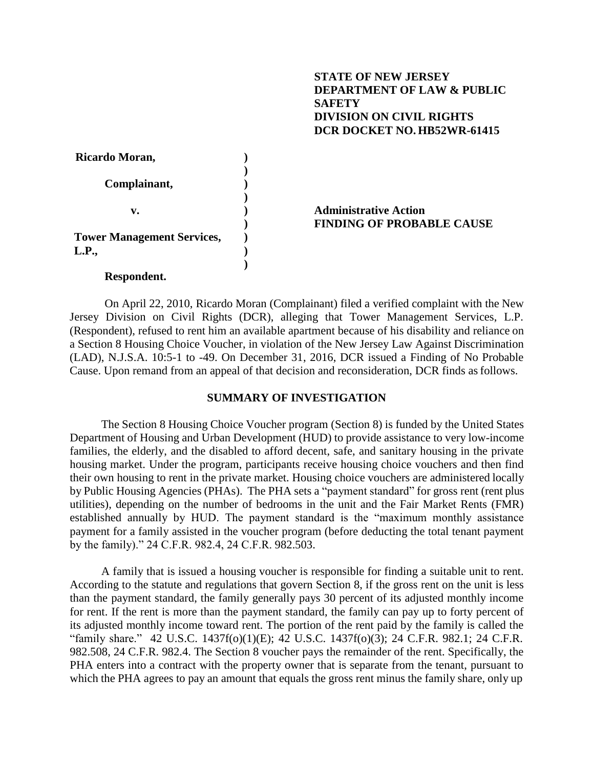**STATE OF NEW JERSEY**
**DEPARTMENT OF LAW & PUBLIC SAFETY**
**DIVISION ON CIVIL RIGHTS**
**DCR DOCKET NO. HB52WR-61415**

| | | |
|---|---|---|
| **Ricardo Moran,** | ) | |
| | ) | |
| **Complainant,** | ) | |
| | ) | |
| **v.** | ) | **Administrative Action** |
| | ) | **FINDING OF PROBABLE CAUSE** |
| **Tower Management Services, L.P.,** | ) | |
| | ) | |
| **Respondent.** | | |

On April 22, 2010, Ricardo Moran (Complainant) filed a verified complaint with the New Jersey Division on Civil Rights (DCR), alleging that Tower Management Services, L.P. (Respondent), refused to rent him an available apartment because of his disability and reliance on a Section 8 Housing Choice Voucher, in violation of the New Jersey Law Against Discrimination (LAD), N.J.S.A. 10:5-1 to -49. On December 31, 2016, DCR issued a Finding of No Probable Cause. Upon remand from an appeal of that decision and reconsideration, DCR finds as follows.

## SUMMARY OF INVESTIGATION

The Section 8 Housing Choice Voucher program (Section 8) is funded by the United States Department of Housing and Urban Development (HUD) to provide assistance to very low-income families, the elderly, and the disabled to afford decent, safe, and sanitary housing in the private housing market. Under the program, participants receive housing choice vouchers and then find their own housing to rent in the private market. Housing choice vouchers are administered locally by Public Housing Agencies (PHAs). The PHA sets a "payment standard" for gross rent (rent plus utilities), depending on the number of bedrooms in the unit and the Fair Market Rents (FMR) established annually by HUD. The payment standard is the "maximum monthly assistance payment for a family assisted in the voucher program (before deducting the total tenant payment by the family)." 24 C.F.R. 982.4, 24 C.F.R. 982.503.

A family that is issued a housing voucher is responsible for finding a suitable unit to rent. According to the statute and regulations that govern Section 8, if the gross rent on the unit is less than the payment standard, the family generally pays 30 percent of its adjusted monthly income for rent. If the rent is more than the payment standard, the family can pay up to forty percent of its adjusted monthly income toward rent. The portion of the rent paid by the family is called the "family share." 42 U.S.C. 1437f(o)(1)(E); 42 U.S.C. 1437f(o)(3); 24 C.F.R. 982.1; 24 C.F.R. 982.508, 24 C.F.R. 982.4. The Section 8 voucher pays the remainder of the rent. Specifically, the PHA enters into a contract with the property owner that is separate from the tenant, pursuant to which the PHA agrees to pay an amount that equals the gross rent minus the family share, only up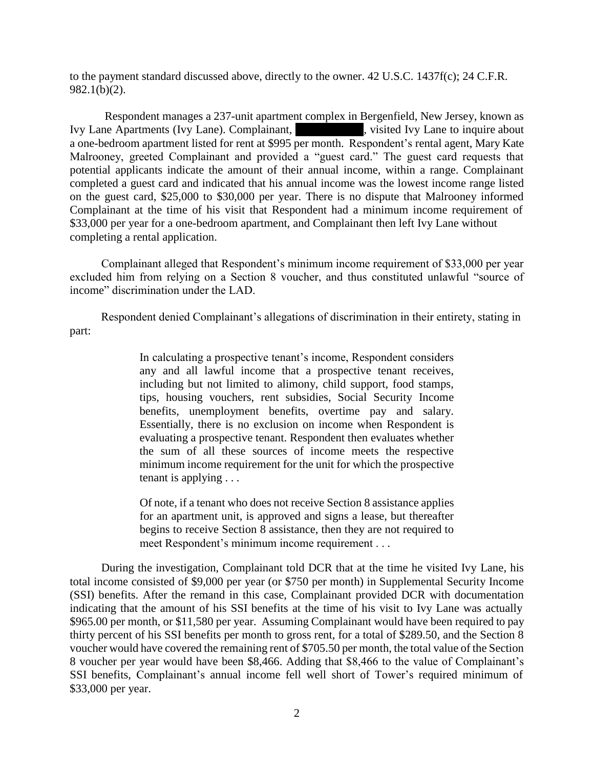to the payment standard discussed above, directly to the owner. 42 U.S.C. 1437f(c); 24 C.F.R. 982.1(b)(2).

Respondent manages a 237-unit apartment complex in Bergenfield, New Jersey, known as Ivy Lane Apartments (Ivy Lane). Complainant, ██████████, visited Ivy Lane to inquire about a one-bedroom apartment listed for rent at $995 per month. Respondent's rental agent, Mary Kate Malrooney, greeted Complainant and provided a "guest card." The guest card requests that potential applicants indicate the amount of their annual income, within a range. Complainant completed a guest card and indicated that his annual income was the lowest income range listed on the guest card, $25,000 to $30,000 per year. There is no dispute that Malrooney informed Complainant at the time of his visit that Respondent had a minimum income requirement of $33,000 per year for a one-bedroom apartment, and Complainant then left Ivy Lane without completing a rental application.

Complainant alleged that Respondent's minimum income requirement of $33,000 per year excluded him from relying on a Section 8 voucher, and thus constituted unlawful "source of income" discrimination under the LAD.

Respondent denied Complainant's allegations of discrimination in their entirety, stating in part:

> In calculating a prospective tenant's income, Respondent considers any and all lawful income that a prospective tenant receives, including but not limited to alimony, child support, food stamps, tips, housing vouchers, rent subsidies, Social Security Income benefits, unemployment benefits, overtime pay and salary. Essentially, there is no exclusion on income when Respondent is evaluating a prospective tenant. Respondent then evaluates whether the sum of all these sources of income meets the respective minimum income requirement for the unit for which the prospective tenant is applying . . .
>
> Of note, if a tenant who does not receive Section 8 assistance applies for an apartment unit, is approved and signs a lease, but thereafter begins to receive Section 8 assistance, then they are not required to meet Respondent's minimum income requirement . . .

During the investigation, Complainant told DCR that at the time he visited Ivy Lane, his total income consisted of $9,000 per year (or $750 per month) in Supplemental Security Income (SSI) benefits. After the remand in this case, Complainant provided DCR with documentation indicating that the amount of his SSI benefits at the time of his visit to Ivy Lane was actually $965.00 per month, or $11,580 per year. Assuming Complainant would have been required to pay thirty percent of his SSI benefits per month to gross rent, for a total of $289.50, and the Section 8 voucher would have covered the remaining rent of $705.50 per month, the total value of the Section 8 voucher per year would have been $8,466. Adding that $8,466 to the value of Complainant's SSI benefits, Complainant's annual income fell well short of Tower's required minimum of $33,000 per year.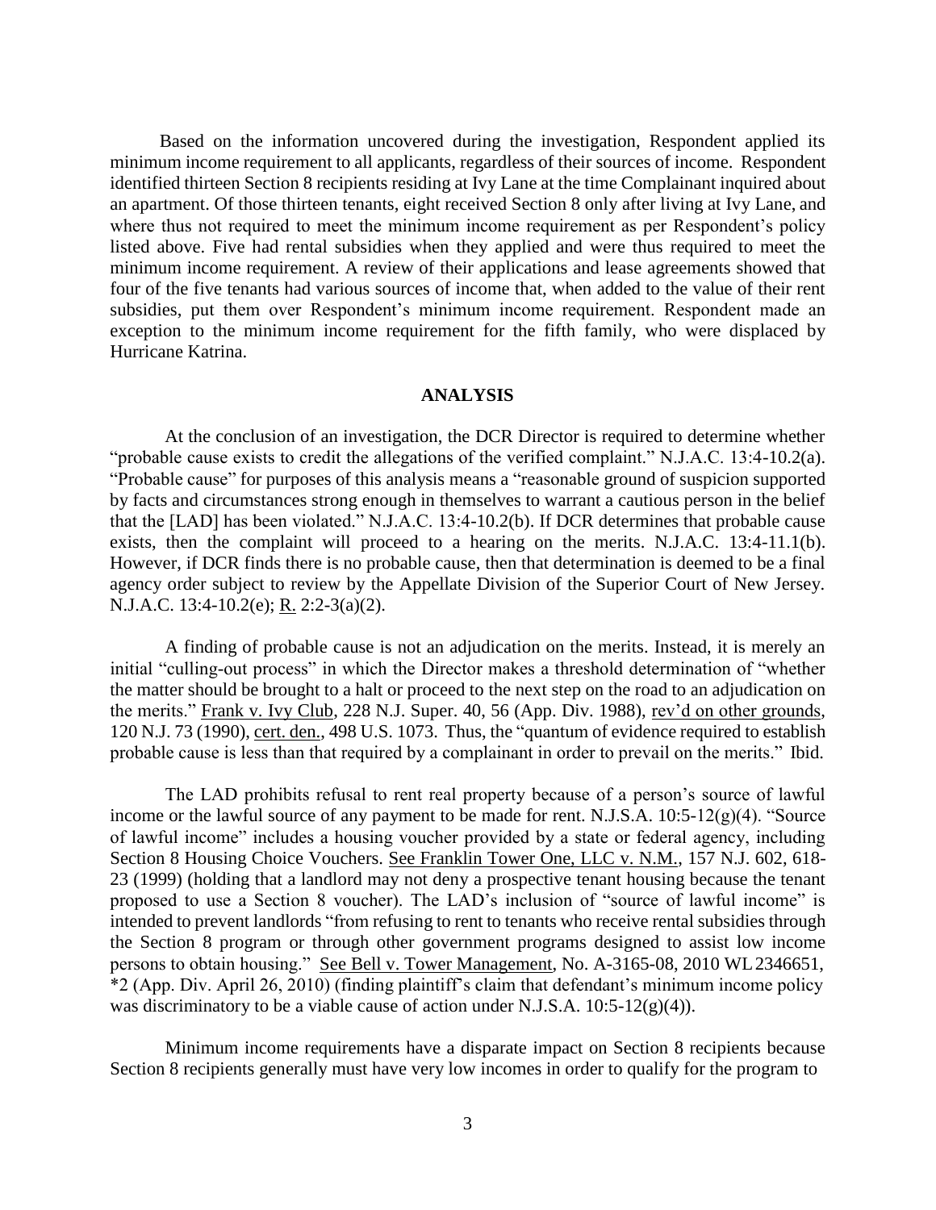Based on the information uncovered during the investigation, Respondent applied its minimum income requirement to all applicants, regardless of their sources of income. Respondent identified thirteen Section 8 recipients residing at Ivy Lane at the time Complainant inquired about an apartment. Of those thirteen tenants, eight received Section 8 only after living at Ivy Lane, and where thus not required to meet the minimum income requirement as per Respondent's policy listed above. Five had rental subsidies when they applied and were thus required to meet the minimum income requirement. A review of their applications and lease agreements showed that four of the five tenants had various sources of income that, when added to the value of their rent subsidies, put them over Respondent's minimum income requirement. Respondent made an exception to the minimum income requirement for the fifth family, who were displaced by Hurricane Katrina.

## ANALYSIS

At the conclusion of an investigation, the DCR Director is required to determine whether "probable cause exists to credit the allegations of the verified complaint." N.J.A.C. 13:4-10.2(a). "Probable cause" for purposes of this analysis means a "reasonable ground of suspicion supported by facts and circumstances strong enough in themselves to warrant a cautious person in the belief that the [LAD] has been violated." N.J.A.C. 13:4-10.2(b). If DCR determines that probable cause exists, then the complaint will proceed to a hearing on the merits. N.J.A.C. 13:4-11.1(b). However, if DCR finds there is no probable cause, then that determination is deemed to be a final agency order subject to review by the Appellate Division of the Superior Court of New Jersey. N.J.A.C. 13:4-10.2(e); R. 2:2-3(a)(2).

A finding of probable cause is not an adjudication on the merits. Instead, it is merely an initial "culling-out process" in which the Director makes a threshold determination of "whether the matter should be brought to a halt or proceed to the next step on the road to an adjudication on the merits." Frank v. Ivy Club, 228 N.J. Super. 40, 56 (App. Div. 1988), rev'd on other grounds, 120 N.J. 73 (1990), cert. den., 498 U.S. 1073. Thus, the "quantum of evidence required to establish probable cause is less than that required by a complainant in order to prevail on the merits." Ibid.

The LAD prohibits refusal to rent real property because of a person's source of lawful income or the lawful source of any payment to be made for rent. N.J.S.A. 10:5-12(g)(4). "Source of lawful income" includes a housing voucher provided by a state or federal agency, including Section 8 Housing Choice Vouchers. See Franklin Tower One, LLC v. N.M., 157 N.J. 602, 618-23 (1999) (holding that a landlord may not deny a prospective tenant housing because the tenant proposed to use a Section 8 voucher). The LAD's inclusion of "source of lawful income" is intended to prevent landlords "from refusing to rent to tenants who receive rental subsidies through the Section 8 program or through other government programs designed to assist low income persons to obtain housing." See Bell v. Tower Management, No. A-3165-08, 2010 WL 2346651, *2 (App. Div. April 26, 2010) (finding plaintiff's claim that defendant's minimum income policy was discriminatory to be a viable cause of action under N.J.S.A. 10:5-12(g)(4)).

Minimum income requirements have a disparate impact on Section 8 recipients because Section 8 recipients generally must have very low incomes in order to qualify for the program to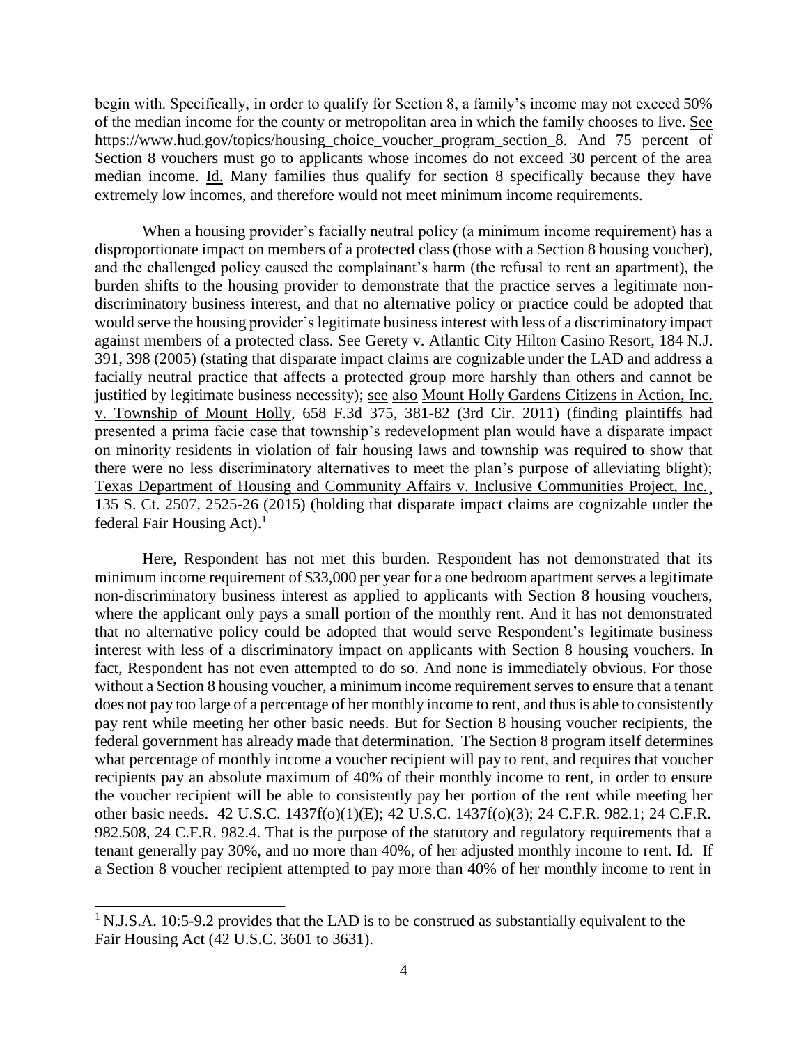begin with. Specifically, in order to qualify for Section 8, a family's income may not exceed 50% of the median income for the county or metropolitan area in which the family chooses to live. See https://www.hud.gov/topics/housing_choice_voucher_program_section_8. And 75 percent of Section 8 vouchers must go to applicants whose incomes do not exceed 30 percent of the area median income. Id. Many families thus qualify for section 8 specifically because they have extremely low incomes, and therefore would not meet minimum income requirements.

When a housing provider's facially neutral policy (a minimum income requirement) has a disproportionate impact on members of a protected class (those with a Section 8 housing voucher), and the challenged policy caused the complainant's harm (the refusal to rent an apartment), the burden shifts to the housing provider to demonstrate that the practice serves a legitimate non-discriminatory business interest, and that no alternative policy or practice could be adopted that would serve the housing provider's legitimate business interest with less of a discriminatory impact against members of a protected class. See Gerety v. Atlantic City Hilton Casino Resort, 184 N.J. 391, 398 (2005) (stating that disparate impact claims are cognizable under the LAD and address a facially neutral practice that affects a protected group more harshly than others and cannot be justified by legitimate business necessity); see also Mount Holly Gardens Citizens in Action, Inc. v. Township of Mount Holly, 658 F.3d 375, 381-82 (3rd Cir. 2011) (finding plaintiffs had presented a prima facie case that township's redevelopment plan would have a disparate impact on minority residents in violation of fair housing laws and township was required to show that there were no less discriminatory alternatives to meet the plan's purpose of alleviating blight); Texas Department of Housing and Community Affairs v. Inclusive Communities Project, Inc., 135 S. Ct. 2507, 2525-26 (2015) (holding that disparate impact claims are cognizable under the federal Fair Housing Act).[1]

Here, Respondent has not met this burden. Respondent has not demonstrated that its minimum income requirement of $33,000 per year for a one bedroom apartment serves a legitimate non-discriminatory business interest as applied to applicants with Section 8 housing vouchers, where the applicant only pays a small portion of the monthly rent. And it has not demonstrated that no alternative policy could be adopted that would serve Respondent's legitimate business interest with less of a discriminatory impact on applicants with Section 8 housing vouchers. In fact, Respondent has not even attempted to do so. And none is immediately obvious. For those without a Section 8 housing voucher, a minimum income requirement serves to ensure that a tenant does not pay too large of a percentage of her monthly income to rent, and thus is able to consistently pay rent while meeting her other basic needs. But for Section 8 housing voucher recipients, the federal government has already made that determination. The Section 8 program itself determines what percentage of monthly income a voucher recipient will pay to rent, and requires that voucher recipients pay an absolute maximum of 40% of their monthly income to rent, in order to ensure the voucher recipient will be able to consistently pay her portion of the rent while meeting her other basic needs. 42 U.S.C. 1437f(o)(1)(E); 42 U.S.C. 1437f(o)(3); 24 C.F.R. 982.1; 24 C.F.R. 982.508, 24 C.F.R. 982.4. That is the purpose of the statutory and regulatory requirements that a tenant generally pay 30%, and no more than 40%, of her adjusted monthly income to rent. Id. If a Section 8 voucher recipient attempted to pay more than 40% of her monthly income to rent in

---

[1] N.J.S.A. 10:5-9.2 provides that the LAD is to be construed as substantially equivalent to the Fair Housing Act (42 U.S.C. 3601 to 3631).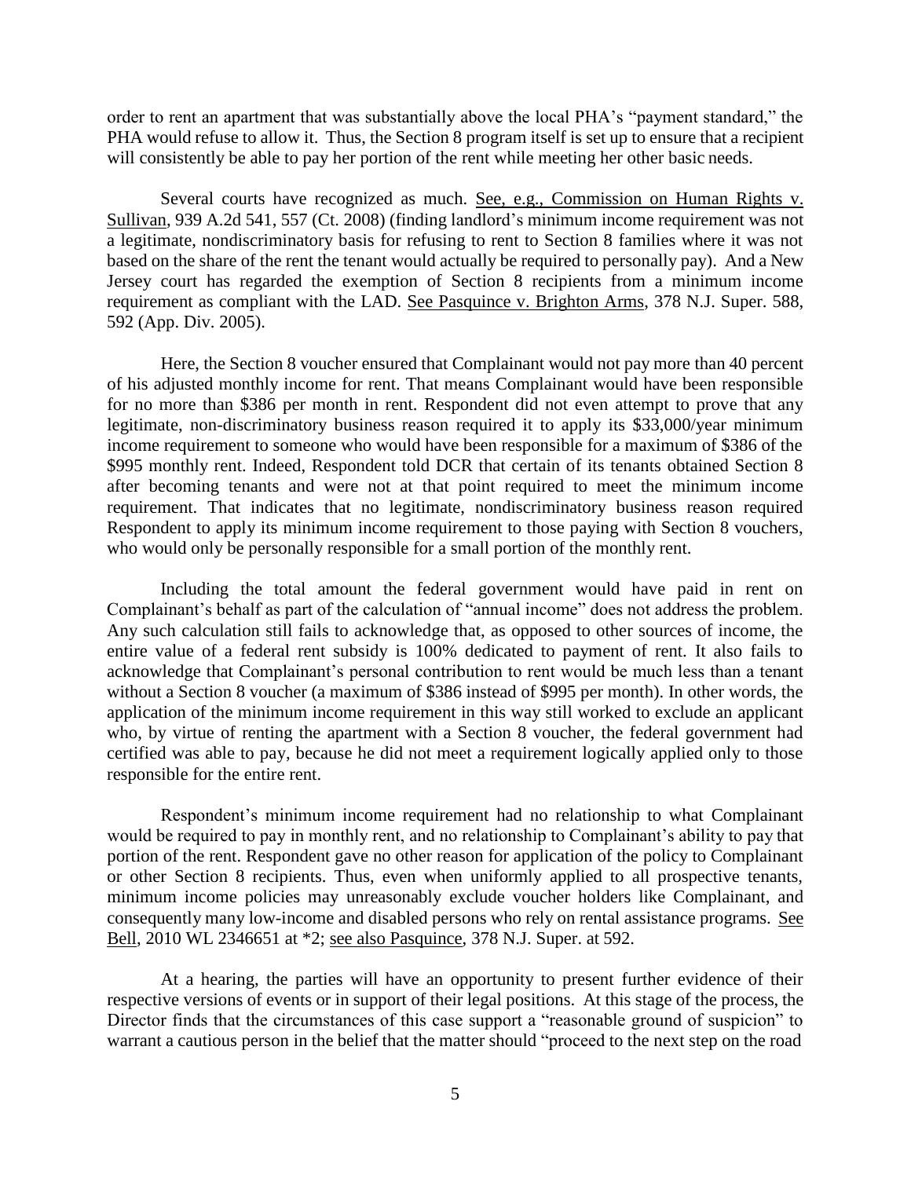order to rent an apartment that was substantially above the local PHA's "payment standard," the PHA would refuse to allow it. Thus, the Section 8 program itself is set up to ensure that a recipient will consistently be able to pay her portion of the rent while meeting her other basic needs.

Several courts have recognized as much. See, e.g., Commission on Human Rights v. Sullivan, 939 A.2d 541, 557 (Ct. 2008) (finding landlord's minimum income requirement was not a legitimate, nondiscriminatory basis for refusing to rent to Section 8 families where it was not based on the share of the rent the tenant would actually be required to personally pay). And a New Jersey court has regarded the exemption of Section 8 recipients from a minimum income requirement as compliant with the LAD. See Pasquince v. Brighton Arms, 378 N.J. Super. 588, 592 (App. Div. 2005).

Here, the Section 8 voucher ensured that Complainant would not pay more than 40 percent of his adjusted monthly income for rent. That means Complainant would have been responsible for no more than $386 per month in rent. Respondent did not even attempt to prove that any legitimate, non-discriminatory business reason required it to apply its $33,000/year minimum income requirement to someone who would have been responsible for a maximum of $386 of the $995 monthly rent. Indeed, Respondent told DCR that certain of its tenants obtained Section 8 after becoming tenants and were not at that point required to meet the minimum income requirement. That indicates that no legitimate, nondiscriminatory business reason required Respondent to apply its minimum income requirement to those paying with Section 8 vouchers, who would only be personally responsible for a small portion of the monthly rent.

Including the total amount the federal government would have paid in rent on Complainant's behalf as part of the calculation of "annual income" does not address the problem. Any such calculation still fails to acknowledge that, as opposed to other sources of income, the entire value of a federal rent subsidy is 100% dedicated to payment of rent. It also fails to acknowledge that Complainant's personal contribution to rent would be much less than a tenant without a Section 8 voucher (a maximum of $386 instead of $995 per month). In other words, the application of the minimum income requirement in this way still worked to exclude an applicant who, by virtue of renting the apartment with a Section 8 voucher, the federal government had certified was able to pay, because he did not meet a requirement logically applied only to those responsible for the entire rent.

Respondent's minimum income requirement had no relationship to what Complainant would be required to pay in monthly rent, and no relationship to Complainant's ability to pay that portion of the rent. Respondent gave no other reason for application of the policy to Complainant or other Section 8 recipients. Thus, even when uniformly applied to all prospective tenants, minimum income policies may unreasonably exclude voucher holders like Complainant, and consequently many low-income and disabled persons who rely on rental assistance programs. See Bell, 2010 WL 2346651 at *2; see also Pasquince, 378 N.J. Super. at 592.

At a hearing, the parties will have an opportunity to present further evidence of their respective versions of events or in support of their legal positions. At this stage of the process, the Director finds that the circumstances of this case support a "reasonable ground of suspicion" to warrant a cautious person in the belief that the matter should "proceed to the next step on the road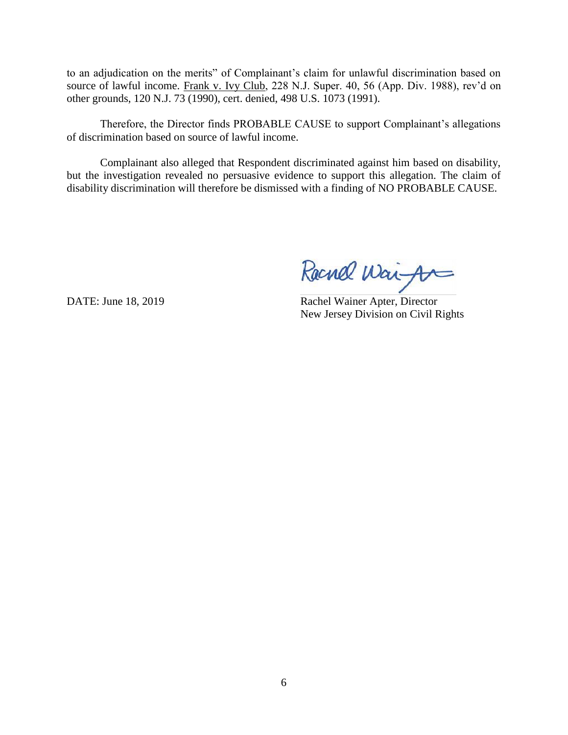to an adjudication on the merits" of Complainant's claim for unlawful discrimination based on source of lawful income. Frank v. Ivy Club, 228 N.J. Super. 40, 56 (App. Div. 1988), rev'd on other grounds, 120 N.J. 73 (1990), cert. denied, 498 U.S. 1073 (1991).

Therefore, the Director finds PROBABLE CAUSE to support Complainant's allegations of discrimination based on source of lawful income.

Complainant also alleged that Respondent discriminated against him based on disability, but the investigation revealed no persuasive evidence to support this allegation. The claim of disability discrimination will therefore be dismissed with a finding of NO PROBABLE CAUSE.

DATE: June 18, 2019

Rachel Wainer Apter, Director
New Jersey Division on Civil Rights